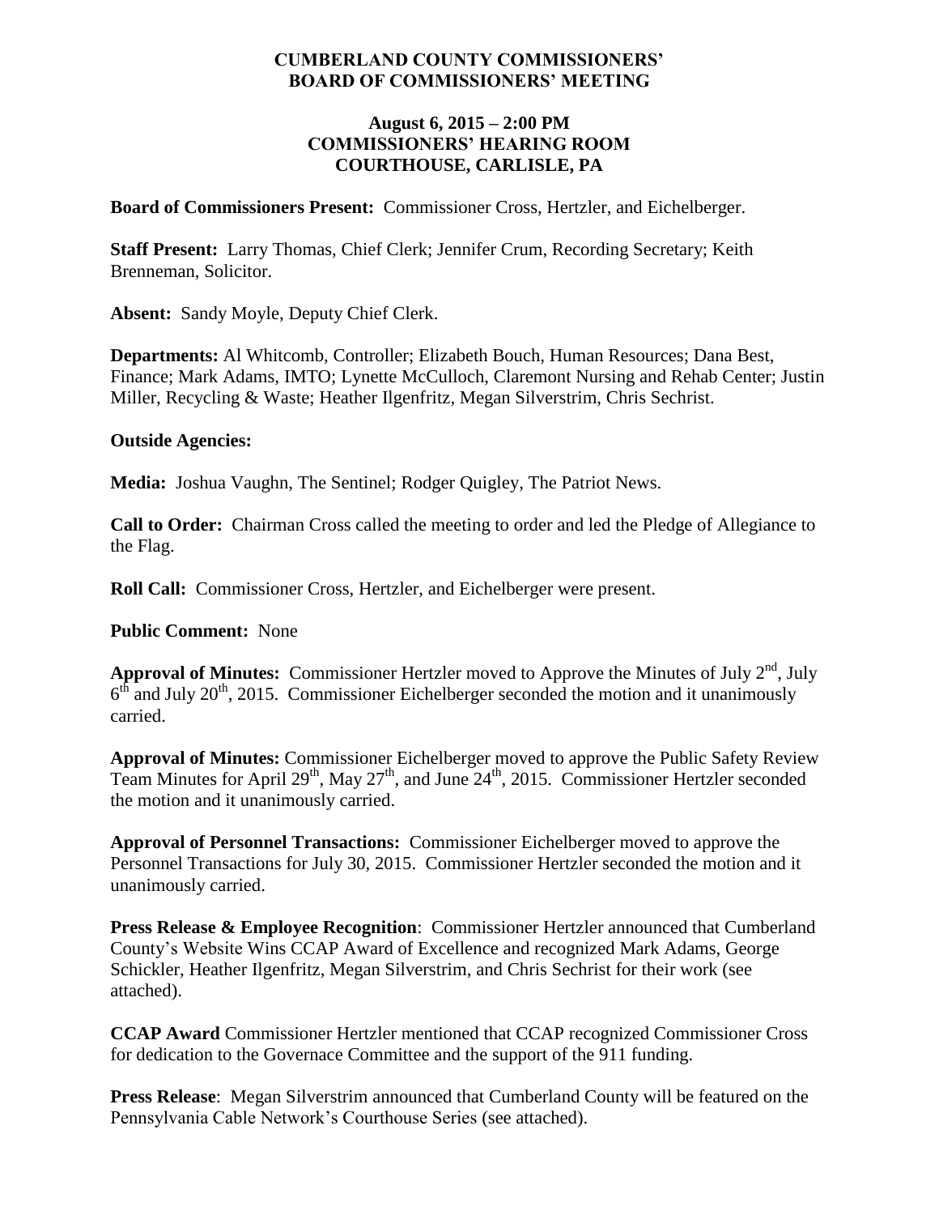# CUMBERLAND COUNTY COMMISSIONERS' BOARD OF COMMISSIONERS' MEETING

## August 6, 2015 – 2:00 PM
## COMMISSIONERS' HEARING ROOM
## COURTHOUSE, CARLISLE, PA

**Board of Commissioners Present:** Commissioner Cross, Hertzler, and Eichelberger.

**Staff Present:** Larry Thomas, Chief Clerk; Jennifer Crum, Recording Secretary; Keith Brenneman, Solicitor.

**Absent:** Sandy Moyle, Deputy Chief Clerk.

**Departments:** Al Whitcomb, Controller; Elizabeth Bouch, Human Resources; Dana Best, Finance; Mark Adams, IMTO; Lynette McCulloch, Claremont Nursing and Rehab Center; Justin Miller, Recycling & Waste; Heather Ilgenfritz, Megan Silverstrim, Chris Sechrist.

**Outside Agencies:**

**Media:** Joshua Vaughn, The Sentinel; Rodger Quigley, The Patriot News.

**Call to Order:** Chairman Cross called the meeting to order and led the Pledge of Allegiance to the Flag.

**Roll Call:** Commissioner Cross, Hertzler, and Eichelberger were present.

**Public Comment:** None

**Approval of Minutes:** Commissioner Hertzler moved to Approve the Minutes of July 2nd, July 6th and July 20th, 2015. Commissioner Eichelberger seconded the motion and it unanimously carried.

**Approval of Minutes:** Commissioner Eichelberger moved to approve the Public Safety Review Team Minutes for April 29th, May 27th, and June 24th, 2015. Commissioner Hertzler seconded the motion and it unanimously carried.

**Approval of Personnel Transactions:** Commissioner Eichelberger moved to approve the Personnel Transactions for July 30, 2015. Commissioner Hertzler seconded the motion and it unanimously carried.

**Press Release & Employee Recognition**: Commissioner Hertzler announced that Cumberland County's Website Wins CCAP Award of Excellence and recognized Mark Adams, George Schickler, Heather Ilgenfritz, Megan Silverstrim, and Chris Sechrist for their work (see attached).

**CCAP Award** Commissioner Hertzler mentioned that CCAP recognized Commissioner Cross for dedication to the Governace Committee and the support of the 911 funding.

**Press Release**: Megan Silverstrim announced that Cumberland County will be featured on the Pennsylvania Cable Network's Courthouse Series (see attached).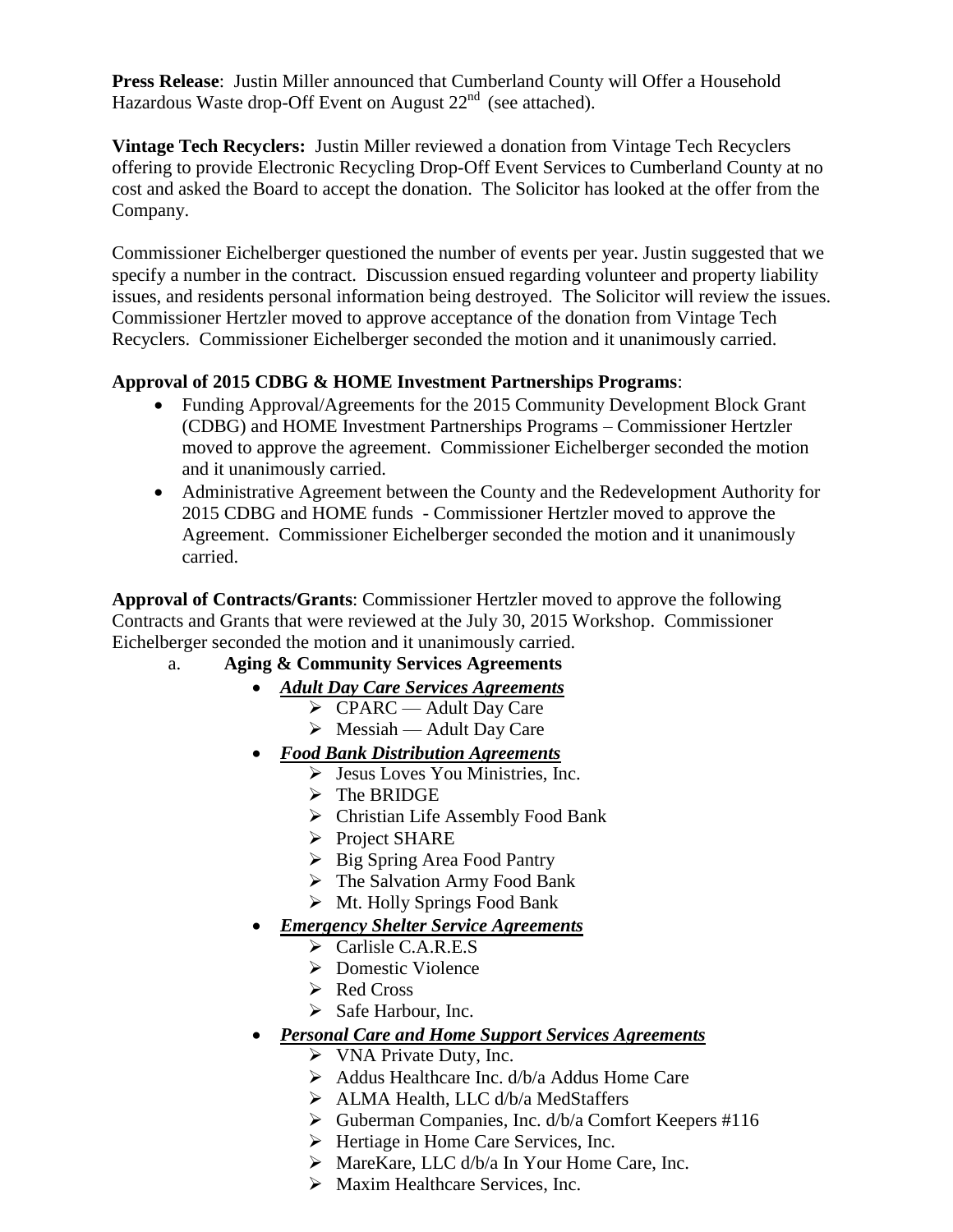**Press Release**: Justin Miller announced that Cumberland County will Offer a Household Hazardous Waste drop-Off Event on August 22nd (see attached).

**Vintage Tech Recyclers:** Justin Miller reviewed a donation from Vintage Tech Recyclers offering to provide Electronic Recycling Drop-Off Event Services to Cumberland County at no cost and asked the Board to accept the donation. The Solicitor has looked at the offer from the Company.

Commissioner Eichelberger questioned the number of events per year. Justin suggested that we specify a number in the contract. Discussion ensued regarding volunteer and property liability issues, and residents personal information being destroyed. The Solicitor will review the issues. Commissioner Hertzler moved to approve acceptance of the donation from Vintage Tech Recyclers. Commissioner Eichelberger seconded the motion and it unanimously carried.

**Approval of 2015 CDBG & HOME Investment Partnerships Programs**:

- Funding Approval/Agreements for the 2015 Community Development Block Grant (CDBG) and HOME Investment Partnerships Programs – Commissioner Hertzler moved to approve the agreement. Commissioner Eichelberger seconded the motion and it unanimously carried.
- Administrative Agreement between the County and the Redevelopment Authority for 2015 CDBG and HOME funds - Commissioner Hertzler moved to approve the Agreement. Commissioner Eichelberger seconded the motion and it unanimously carried.

**Approval of Contracts/Grants**: Commissioner Hertzler moved to approve the following Contracts and Grants that were reviewed at the July 30, 2015 Workshop. Commissioner Eichelberger seconded the motion and it unanimously carried.

a. **Aging & Community Services Agreements**

- ***Adult Day Care Services Agreements***
  - CPARC — Adult Day Care
  - Messiah — Adult Day Care
- ***Food Bank Distribution Agreements***
  - Jesus Loves You Ministries, Inc.
  - The BRIDGE
  - Christian Life Assembly Food Bank
  - Project SHARE
  - Big Spring Area Food Pantry
  - The Salvation Army Food Bank
  - Mt. Holly Springs Food Bank
- ***Emergency Shelter Service Agreements***
  - Carlisle C.A.R.E.S
  - Domestic Violence
  - Red Cross
  - Safe Harbour, Inc.
- ***Personal Care and Home Support Services Agreements***
  - VNA Private Duty, Inc.
  - Addus Healthcare Inc. d/b/a Addus Home Care
  - ALMA Health, LLC d/b/a MedStaffers
  - Guberman Companies, Inc. d/b/a Comfort Keepers #116
  - Hertiage in Home Care Services, Inc.
  - MareKare, LLC d/b/a In Your Home Care, Inc.
  - Maxim Healthcare Services, Inc.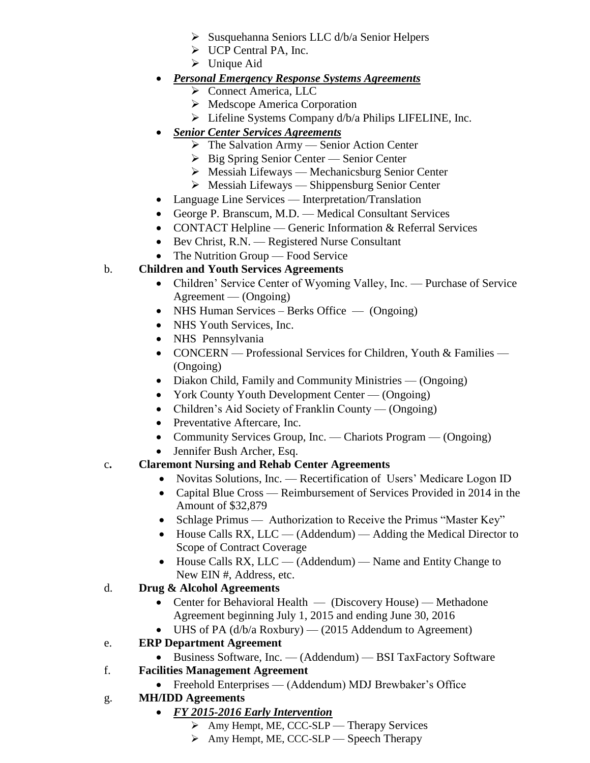- Susquehanna Seniors LLC d/b/a Senior Helpers
    - UCP Central PA, Inc.
    - Unique Aid
- ***Personal Emergency Response Systems Agreements***
    - Connect America, LLC
    - Medscope America Corporation
    - Lifeline Systems Company d/b/a Philips LIFELINE, Inc.
- ***Senior Center Services Agreements***
    - The Salvation Army — Senior Action Center
    - Big Spring Senior Center — Senior Center
    - Messiah Lifeways — Mechanicsburg Senior Center
    - Messiah Lifeways — Shippensburg Senior Center
- Language Line Services — Interpretation/Translation
- George P. Branscum, M.D. — Medical Consultant Services
- CONTACT Helpline — Generic Information & Referral Services
- Bev Christ, R.N. — Registered Nurse Consultant
- The Nutrition Group — Food Service

b. **Children and Youth Services Agreements**

- Children' Service Center of Wyoming Valley, Inc. — Purchase of Service Agreement — (Ongoing)
- NHS Human Services – Berks Office — (Ongoing)
- NHS Youth Services, Inc.
- NHS Pennsylvania
- CONCERN — Professional Services for Children, Youth & Families — (Ongoing)
- Diakon Child, Family and Community Ministries — (Ongoing)
- York County Youth Development Center — (Ongoing)
- Children's Aid Society of Franklin County — (Ongoing)
- Preventative Aftercare, Inc.
- Community Services Group, Inc. — Chariots Program — (Ongoing)
- Jennifer Bush Archer, Esq.

c. **Claremont Nursing and Rehab Center Agreements**

- Novitas Solutions, Inc. — Recertification of Users' Medicare Logon ID
- Capital Blue Cross — Reimbursement of Services Provided in 2014 in the Amount of $32,879
- Schlage Primus — Authorization to Receive the Primus "Master Key"
- House Calls RX, LLC — (Addendum) — Adding the Medical Director to Scope of Contract Coverage
- House Calls RX, LLC — (Addendum) — Name and Entity Change to New EIN #, Address, etc.

d. **Drug & Alcohol Agreements**

- Center for Behavioral Health — (Discovery House) — Methadone Agreement beginning July 1, 2015 and ending June 30, 2016
- UHS of PA (d/b/a Roxbury) — (2015 Addendum to Agreement)

e. **ERP Department Agreement**

- Business Software, Inc. — (Addendum) — BSI TaxFactory Software

f. **Facilities Management Agreement**

- Freehold Enterprises — (Addendum) MDJ Brewbaker's Office

g. **MH/IDD Agreements**

- ***FY 2015-2016 Early Intervention***
    - Amy Hempt, ME, CCC-SLP — Therapy Services
    - Amy Hempt, ME, CCC-SLP — Speech Therapy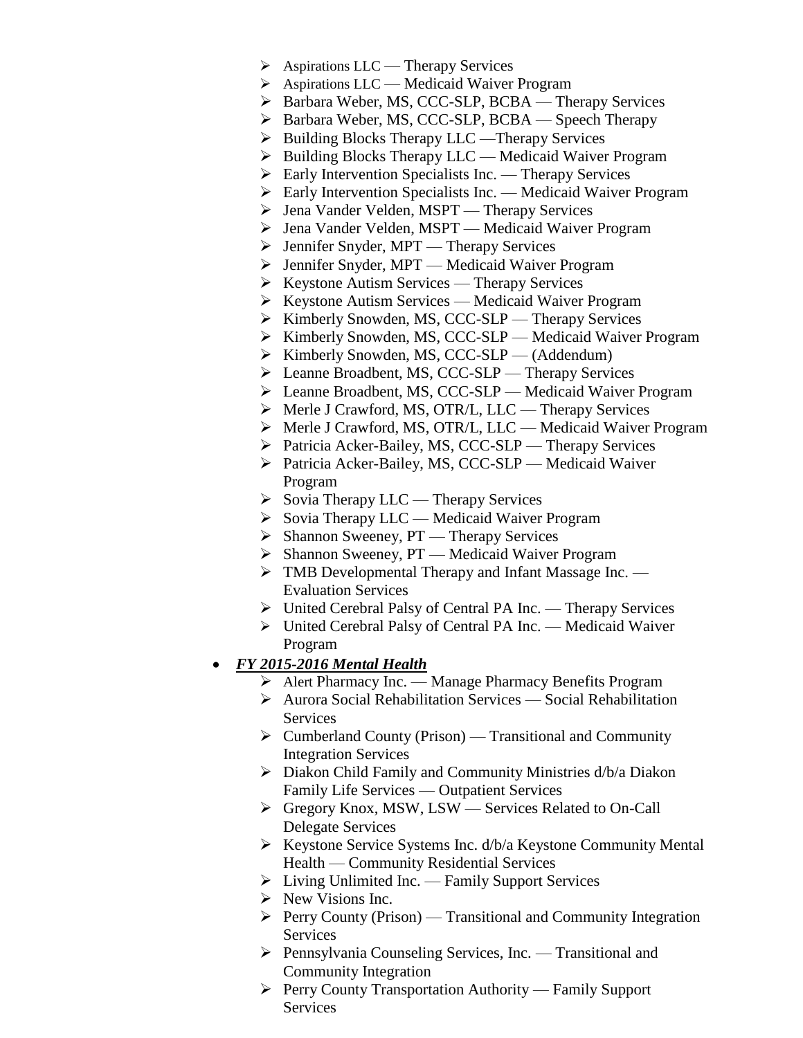- Aspirations LLC — Therapy Services
  - Aspirations LLC — Medicaid Waiver Program
  - Barbara Weber, MS, CCC-SLP, BCBA — Therapy Services
  - Barbara Weber, MS, CCC-SLP, BCBA — Speech Therapy
  - Building Blocks Therapy LLC —Therapy Services
  - Building Blocks Therapy LLC — Medicaid Waiver Program
  - Early Intervention Specialists Inc. — Therapy Services
  - Early Intervention Specialists Inc. — Medicaid Waiver Program
  - Jena Vander Velden, MSPT — Therapy Services
  - Jena Vander Velden, MSPT — Medicaid Waiver Program
  - Jennifer Snyder, MPT — Therapy Services
  - Jennifer Snyder, MPT — Medicaid Waiver Program
  - Keystone Autism Services — Therapy Services
  - Keystone Autism Services — Medicaid Waiver Program
  - Kimberly Snowden, MS, CCC-SLP — Therapy Services
  - Kimberly Snowden, MS, CCC-SLP — Medicaid Waiver Program
  - Kimberly Snowden, MS, CCC-SLP — (Addendum)
  - Leanne Broadbent, MS, CCC-SLP — Therapy Services
  - Leanne Broadbent, MS, CCC-SLP — Medicaid Waiver Program
  - Merle J Crawford, MS, OTR/L, LLC — Therapy Services
  - Merle J Crawford, MS, OTR/L, LLC — Medicaid Waiver Program
  - Patricia Acker-Bailey, MS, CCC-SLP — Therapy Services
  - Patricia Acker-Bailey, MS, CCC-SLP — Medicaid Waiver Program
  - Sovia Therapy LLC — Therapy Services
  - Sovia Therapy LLC — Medicaid Waiver Program
  - Shannon Sweeney, PT — Therapy Services
  - Shannon Sweeney, PT — Medicaid Waiver Program
  - TMB Developmental Therapy and Infant Massage Inc. — Evaluation Services
  - United Cerebral Palsy of Central PA Inc. — Therapy Services
  - United Cerebral Palsy of Central PA Inc. — Medicaid Waiver Program

- ***FY 2015-2016 Mental Health***
  - Alert Pharmacy Inc. — Manage Pharmacy Benefits Program
  - Aurora Social Rehabilitation Services — Social Rehabilitation Services
  - Cumberland County (Prison) — Transitional and Community Integration Services
  - Diakon Child Family and Community Ministries d/b/a Diakon Family Life Services — Outpatient Services
  - Gregory Knox, MSW, LSW — Services Related to On-Call Delegate Services
  - Keystone Service Systems Inc. d/b/a Keystone Community Mental Health — Community Residential Services
  - Living Unlimited Inc. — Family Support Services
  - New Visions Inc.
  - Perry County (Prison) — Transitional and Community Integration Services
  - Pennsylvania Counseling Services, Inc. — Transitional and Community Integration
  - Perry County Transportation Authority — Family Support Services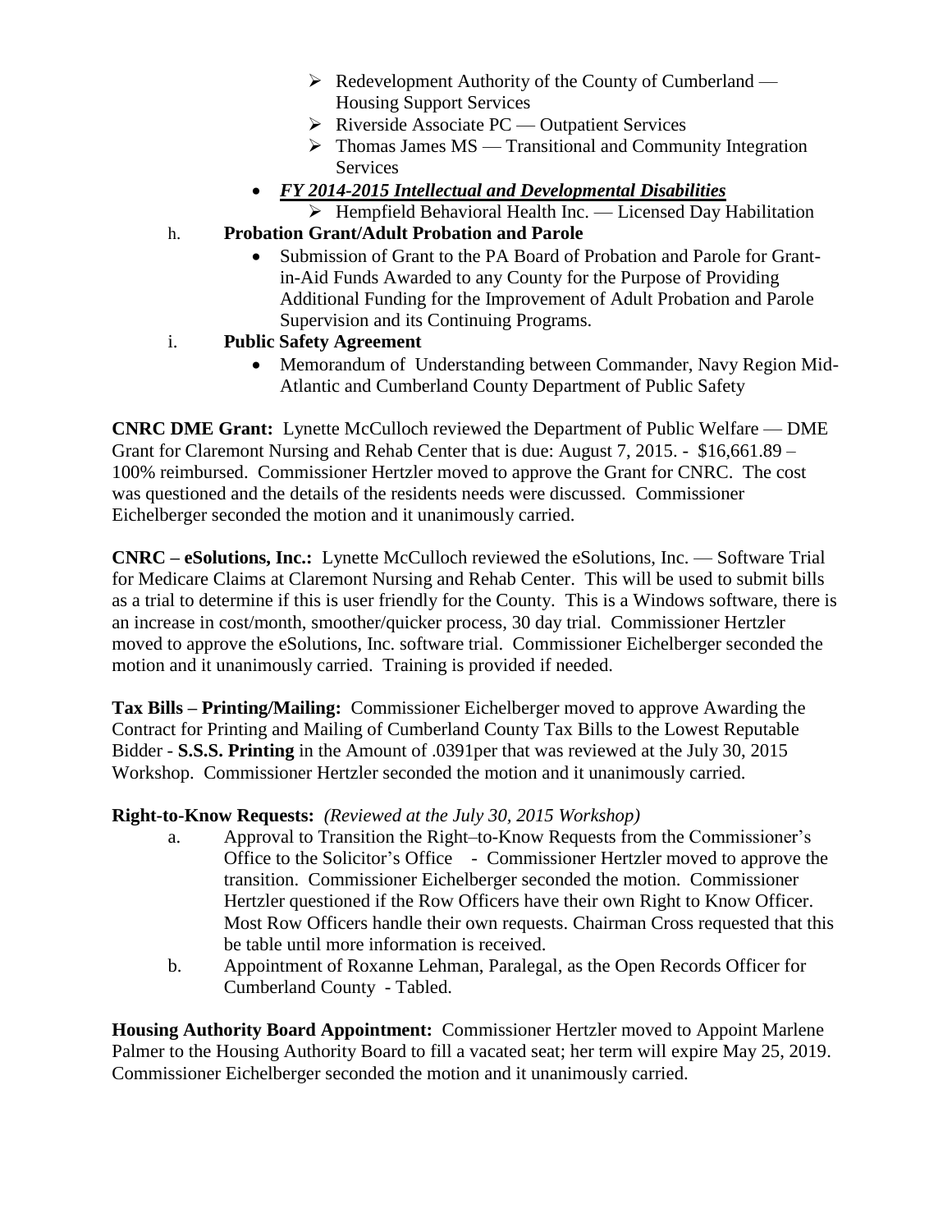- ➢ Redevelopment Authority of the County of Cumberland — Housing Support Services
  - ➢ Riverside Associate PC — Outpatient Services
  - ➢ Thomas James MS — Transitional and Community Integration Services
- ***FY 2014-2015 Intellectual and Developmental Disabilities***
  - ➢ Hempfield Behavioral Health Inc. — Licensed Day Habilitation

h. **Probation Grant/Adult Probation and Parole**

- Submission of Grant to the PA Board of Probation and Parole for Grant-in-Aid Funds Awarded to any County for the Purpose of Providing Additional Funding for the Improvement of Adult Probation and Parole Supervision and its Continuing Programs.

i. **Public Safety Agreement**

- Memorandum of Understanding between Commander, Navy Region Mid-Atlantic and Cumberland County Department of Public Safety

**CNRC DME Grant:** Lynette McCulloch reviewed the Department of Public Welfare — DME Grant for Claremont Nursing and Rehab Center that is due: August 7, 2015. - $16,661.89 – 100% reimbursed. Commissioner Hertzler moved to approve the Grant for CNRC. The cost was questioned and the details of the residents needs were discussed. Commissioner Eichelberger seconded the motion and it unanimously carried.

**CNRC – eSolutions, Inc.:** Lynette McCulloch reviewed the eSolutions, Inc. — Software Trial for Medicare Claims at Claremont Nursing and Rehab Center. This will be used to submit bills as a trial to determine if this is user friendly for the County. This is a Windows software, there is an increase in cost/month, smoother/quicker process, 30 day trial. Commissioner Hertzler moved to approve the eSolutions, Inc. software trial. Commissioner Eichelberger seconded the motion and it unanimously carried. Training is provided if needed.

**Tax Bills – Printing/Mailing:** Commissioner Eichelberger moved to approve Awarding the Contract for Printing and Mailing of Cumberland County Tax Bills to the Lowest Reputable Bidder - **S.S.S. Printing** in the Amount of .0391per that was reviewed at the July 30, 2015 Workshop. Commissioner Hertzler seconded the motion and it unanimously carried.

**Right-to-Know Requests:** *(Reviewed at the July 30, 2015 Workshop)*

a. Approval to Transition the Right–to-Know Requests from the Commissioner's Office to the Solicitor's Office - Commissioner Hertzler moved to approve the transition. Commissioner Eichelberger seconded the motion. Commissioner Hertzler questioned if the Row Officers have their own Right to Know Officer. Most Row Officers handle their own requests. Chairman Cross requested that this be table until more information is received.

b. Appointment of Roxanne Lehman, Paralegal, as the Open Records Officer for Cumberland County - Tabled.

**Housing Authority Board Appointment:** Commissioner Hertzler moved to Appoint Marlene Palmer to the Housing Authority Board to fill a vacated seat; her term will expire May 25, 2019. Commissioner Eichelberger seconded the motion and it unanimously carried.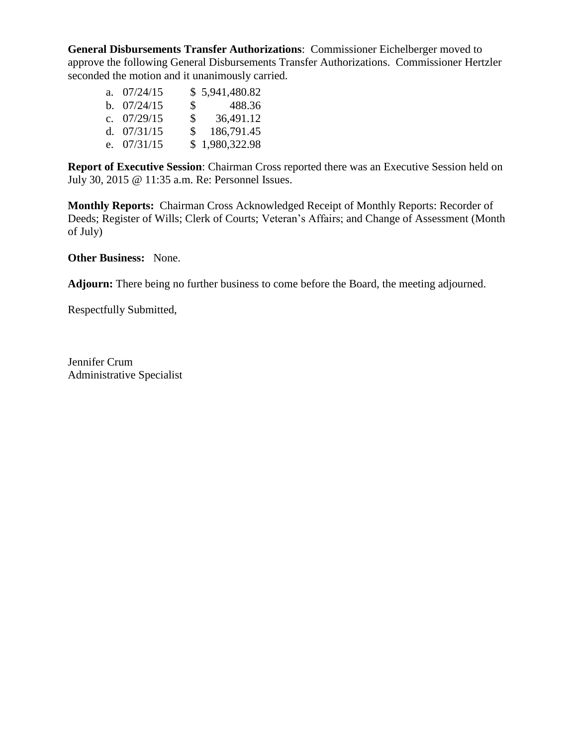**General Disbursements Transfer Authorizations**: Commissioner Eichelberger moved to approve the following General Disbursements Transfer Authorizations. Commissioner Hertzler seconded the motion and it unanimously carried.

| | | |
|---|---|---|
| a. | 07/24/15 | $ 5,941,480.82 |
| b. | 07/24/15 | $ 488.36 |
| c. | 07/29/15 | $ 36,491.12 |
| d. | 07/31/15 | $ 186,791.45 |
| e. | 07/31/15 | $ 1,980,322.98 |

**Report of Executive Session**: Chairman Cross reported there was an Executive Session held on July 30, 2015 @ 11:35 a.m. Re: Personnel Issues.

**Monthly Reports:** Chairman Cross Acknowledged Receipt of Monthly Reports: Recorder of Deeds; Register of Wills; Clerk of Courts; Veteran's Affairs; and Change of Assessment (Month of July)

**Other Business:** None.

**Adjourn:** There being no further business to come before the Board, the meeting adjourned.

Respectfully Submitted,

Jennifer Crum
Administrative Specialist